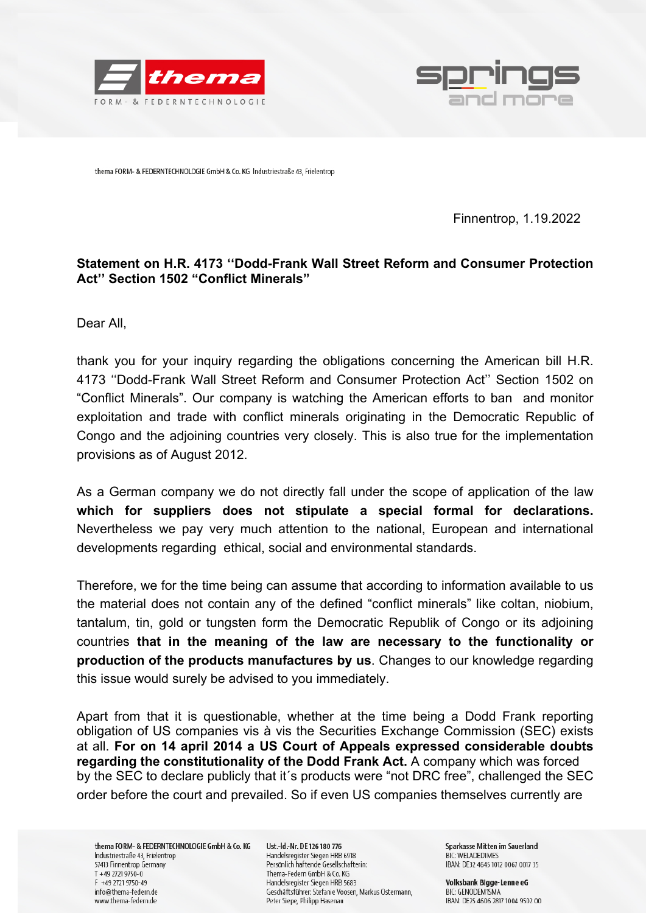thema FORM- & FEDERNTECHNOLOGIE GmbH & Co. KG Industriestraße 43, Frielentrop

Finnentrop, 1.19.2022

**Statement on H.R. 4173 ''Dodd-Frank Wall Street Reform and Consumer Protection Act'' Section 1502 "Conflict Minerals"**

Dear All,

thank you for your inquiry regarding the obligations concerning the American bill H.R. 4173 ''Dodd-Frank Wall Street Reform and Consumer Protection Act'' Section 1502 on "Conflict Minerals". Our company is watching the American efforts to ban and monitor exploitation and trade with conflict minerals originating in the Democratic Republic of Congo and the adjoining countries very closely. This is also true for the implementation provisions as of August 2012.

As a German company we do not directly fall under the scope of application of the law **which for suppliers does not stipulate a special formal for declarations.** Nevertheless we pay very much attention to the national, European and international developments regarding ethical, social and environmental standards.

Therefore, we for the time being can assume that according to information available to us the material does not contain any of the defined "conflict minerals" like coltan, niobium, tantalum, tin, gold or tungsten form the Democratic Republik of Congo or its adjoining countries **that in the meaning of the law are necessary to the functionality or production of the products manufactures by us**. Changes to our knowledge regarding this issue would surely be advised to you immediately.

Apart from that it is questionable, whether at the time being a Dodd Frank reporting obligation of US companies vis à vis the Securities Exchange Commission (SEC) exists at all. **For on 14 april 2014 a US Court of Appeals expressed considerable doubts regarding the constitutionality of the Dodd Frank Act.** A company which was forced by the SEC to declare publicly that it´s products were "not DRC free", challenged the SEC order before the court and prevailed. So if even US companies themselves currently are

thema FORM- & FEDERNTECHNOLOGIE GmbH & Co. KG
Industriestraße 43, Frielentrop
57413 Finnentrop Germany
T +49 2721 9750-0
F +49 2721 9750-49
info@thema-federn.de
www.thema-federn.de

Ust.-Id.-Nr. DE 126 180 776
Handelsregister Siegen HRB 6918
Persönlich haftende Gesellschafterin:
Thema-Federn GmbH & Co. KG
Handelsregister Siegen HRB 5683
Geschäftsführer: Stefanie Voosen, Markus Ostermann, Peter Siepe, Philipp Hasenau

Sparkasse Mitten im Sauerland
BIC: WELADED1MES
IBAN: DE32 4645 1012 0067 0017 35

Volksbank Bigge-Lenne eG
BIC: GENODEM1SMA
IBAN: DE25 4606 2817 1004 9502 00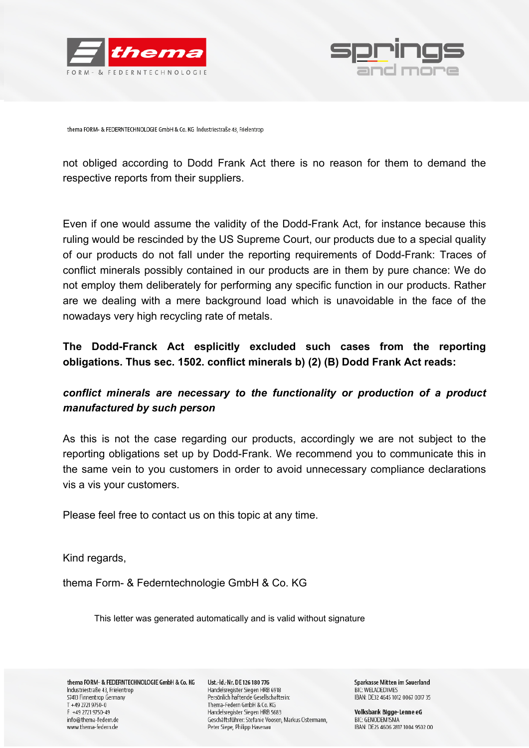thema FORM- & FEDERNTECHNOLOGIE GmbH & Co. KG Industriestraße 43, Frielentrop

not obliged according to Dodd Frank Act there is no reason for them to demand the respective reports from their suppliers.

Even if one would assume the validity of the Dodd-Frank Act, for instance because this ruling would be rescinded by the US Supreme Court, our products due to a special quality of our products do not fall under the reporting requirements of Dodd-Frank: Traces of conflict minerals possibly contained in our products are in them by pure chance: We do not employ them deliberately for performing any specific function in our products. Rather are we dealing with a mere background load which is unavoidable in the face of the nowadays very high recycling rate of metals.

**The Dodd-Franck Act esplicitly excluded such cases from the reporting obligations. Thus sec. 1502. conflict minerals b) (2) (B) Dodd Frank Act reads:**

***conflict minerals are necessary to the functionality or production of a product manufactured by such person***

As this is not the case regarding our products, accordingly we are not subject to the reporting obligations set up by Dodd-Frank. We recommend you to communicate this in the same vein to you customers in order to avoid unnecessary compliance declarations vis a vis your customers.

Please feel free to contact us on this topic at any time.

Kind regards,

thema Form- & Federntechnologie GmbH & Co. KG

This letter was generated automatically and is valid without signature

**thema FORM- & FEDERNTECHNOLOGIE GmbH & Co. KG**
Industriestraße 43, Frielentrop
57413 Finnentrop Germany
T +49 2721 9750-0
F +49 2721 9750-49
info@thema-federn.de
www.thema-federn.de

**Ust.-Id.-Nr. DE 126 180 776**
Handelsregister Siegen HRB 6918
Persönlich haftende Gesellschafterin:
Thema-Federn GmbH & Co. KG
Handelsregister Siegen HRB 5683
Geschäftsführer: Stefanie Voosen, Markus Ostermann, Peter Siepe, Philipp Hasenau

**Sparkasse Mitten im Sauerland**
BIC: WELADED1MES
IBAN: DE32 4645 1012 0067 0017 35

**Volksbank Bigge-Lenne eG**
BIC: GENODEM1SMA
IBAN: DE25 4606 2817 1004 9502 00